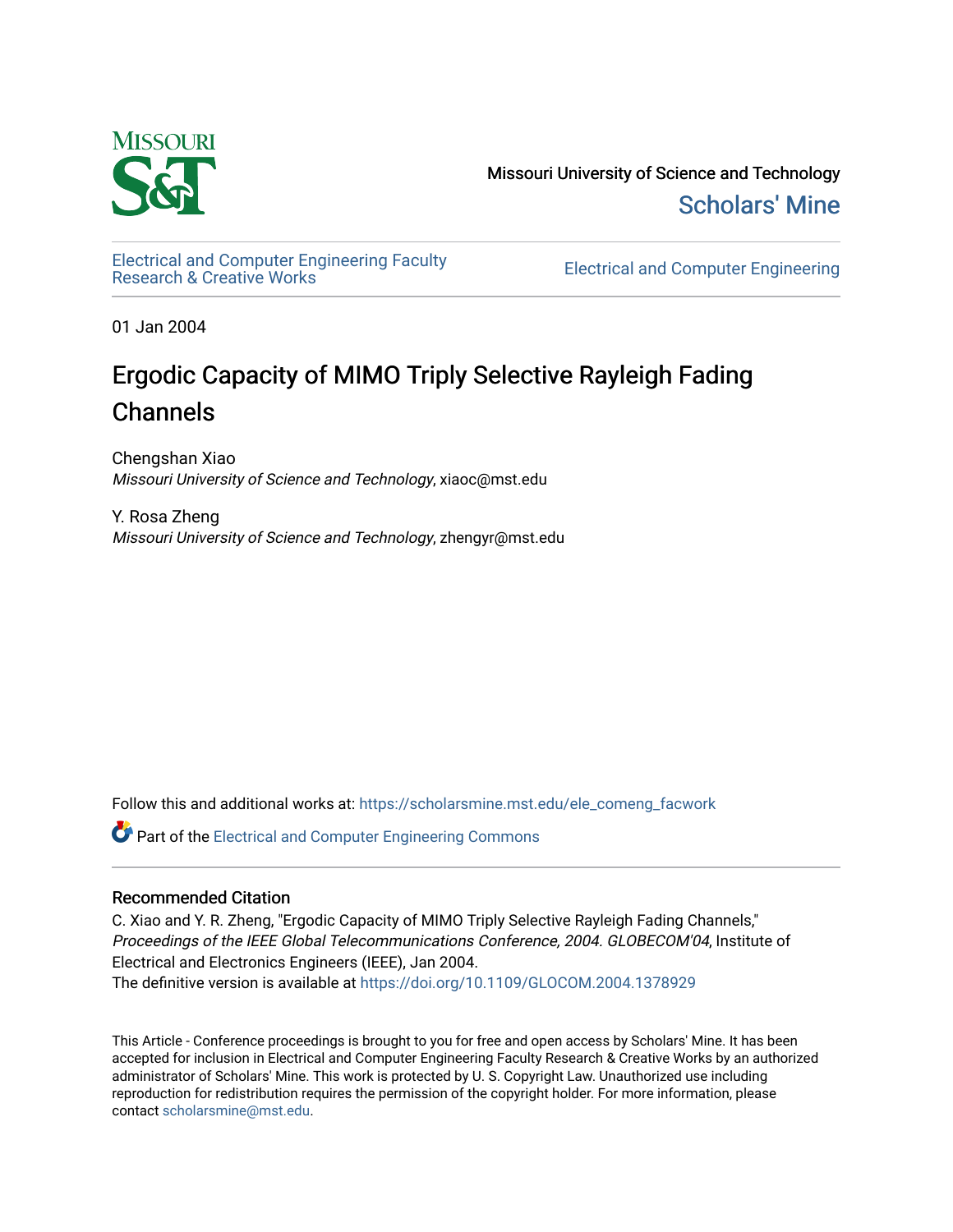Missouri University of Science and Technology

Scholars' Mine

Electrical and Computer Engineering Faculty Research & Creative Works

Electrical and Computer Engineering

01 Jan 2004

# Ergodic Capacity of MIMO Triply Selective Rayleigh Fading Channels

Chengshan Xiao
*Missouri University of Science and Technology*, xiaoc@mst.edu

Y. Rosa Zheng
*Missouri University of Science and Technology*, zhengyr@mst.edu

Follow this and additional works at: https://scholarsmine.mst.edu/ele_comeng_facwork

Part of the Electrical and Computer Engineering Commons

## Recommended Citation

C. Xiao and Y. R. Zheng, "Ergodic Capacity of MIMO Triply Selective Rayleigh Fading Channels," *Proceedings of the IEEE Global Telecommunications Conference, 2004. GLOBECOM'04*, Institute of Electrical and Electronics Engineers (IEEE), Jan 2004.
The definitive version is available at https://doi.org/10.1109/GLOCOM.2004.1378929

This Article - Conference proceedings is brought to you for free and open access by Scholars' Mine. It has been accepted for inclusion in Electrical and Computer Engineering Faculty Research & Creative Works by an authorized administrator of Scholars' Mine. This work is protected by U. S. Copyright Law. Unauthorized use including reproduction for redistribution requires the permission of the copyright holder. For more information, please contact scholarsmine@mst.edu.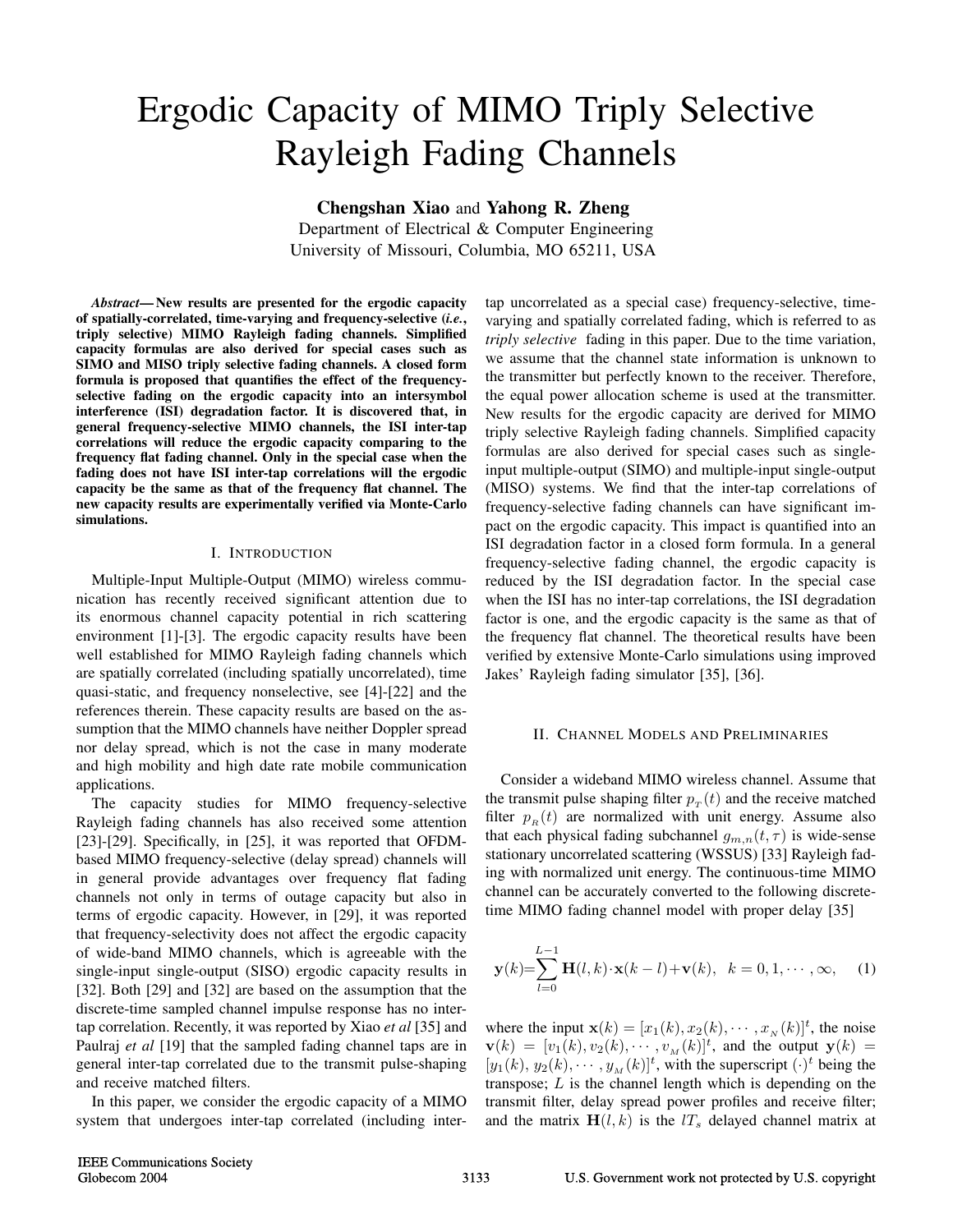# Ergodic Capacity of MIMO Triply Selective Rayleigh Fading Channels

**Chengshan Xiao** and **Yahong R. Zheng**

Department of Electrical & Computer Engineering
University of Missouri, Columbia, MO 65211, USA

***Abstract*— New results are presented for the ergodic capacity of spatially-correlated, time-varying and frequency-selective (*i.e.*, triply selective) MIMO Rayleigh fading channels. Simplified capacity formulas are also derived for special cases such as SIMO and MISO triply selective fading channels. A closed form formula is proposed that quantifies the effect of the frequency-selective fading on the ergodic capacity into an intersymbol interference (ISI) degradation factor. It is discovered that, in general frequency-selective MIMO channels, the ISI inter-tap correlations will reduce the ergodic capacity comparing to the frequency flat fading channel. Only in the special case when the fading does not have ISI inter-tap correlations will the ergodic capacity be the same as that of the frequency flat channel. The new capacity results are experimentally verified via Monte-Carlo simulations.**

## I. Introduction

Multiple-Input Multiple-Output (MIMO) wireless communication has recently received significant attention due to its enormous channel capacity potential in rich scattering environment [1]-[3]. The ergodic capacity results have been well established for MIMO Rayleigh fading channels which are spatially correlated (including spatially uncorrelated), time quasi-static, and frequency nonselective, see [4]-[22] and the references therein. These capacity results are based on the assumption that the MIMO channels have neither Doppler spread nor delay spread, which is not the case in many moderate and high mobility and high date rate mobile communication applications.

The capacity studies for MIMO frequency-selective Rayleigh fading channels has also received some attention [23]-[29]. Specifically, in [25], it was reported that OFDM-based MIMO frequency-selective (delay spread) channels will in general provide advantages over frequency flat fading channels not only in terms of outage capacity but also in terms of ergodic capacity. However, in [29], it was reported that frequency-selectivity does not affect the ergodic capacity of wide-band MIMO channels, which is agreeable with the single-input single-output (SISO) ergodic capacity results in [32]. Both [29] and [32] are based on the assumption that the discrete-time sampled channel impulse response has no inter-tap correlation. Recently, it was reported by Xiao *et al* [35] and Paulraj *et al* [19] that the sampled fading channel taps are in general inter-tap correlated due to the transmit pulse-shaping and receive matched filters.

In this paper, we consider the ergodic capacity of a MIMO system that undergoes inter-tap correlated (including inter-tap uncorrelated as a special case) frequency-selective, time-varying and spatially correlated fading, which is referred to as *triply selective* fading in this paper. Due to the time variation, we assume that the channel state information is unknown to the transmitter but perfectly known to the receiver. Therefore, the equal power allocation scheme is used at the transmitter. New results for the ergodic capacity are derived for MIMO triply selective Rayleigh fading channels. Simplified capacity formulas are also derived for special cases such as single-input multiple-output (SIMO) and multiple-input single-output (MISO) systems. We find that the inter-tap correlations of frequency-selective fading channels can have significant impact on the ergodic capacity. This impact is quantified into an ISI degradation factor in a closed form formula. In a general frequency-selective fading channel, the ergodic capacity is reduced by the ISI degradation factor. In the special case when the ISI has no inter-tap correlations, the ISI degradation factor is one, and the ergodic capacity is the same as that of the frequency flat channel. The theoretical results have been verified by extensive Monte-Carlo simulations using improved Jakes' Rayleigh fading simulator [35], [36].

## II. Channel Models and Preliminaries

Consider a wideband MIMO wireless channel. Assume that the transmit pulse shaping filter $p_{_T}(t)$ and the receive matched filter $p_{_R}(t)$ are normalized with unit energy. Assume also that each physical fading subchannel $g_{m,n}(t,\tau)$ is wide-sense stationary uncorrelated scattering (WSSUS) [33] Rayleigh fading with normalized unit energy. The continuous-time MIMO channel can be accurately converted to the following discrete-time MIMO fading channel model with proper delay [35]

$$
\mathbf{y}(k)=\sum_{l=0}^{L-1}\mathbf{H}(l,k)\cdot\mathbf{x}(k-l)+\mathbf{v}(k), \quad k=0,1,\cdots,\infty, \qquad (1)
$$

where the input $\mathbf{x}(k)=[x_1(k),x_2(k),\cdots,x_{_N}(k)]^t$, the noise $\mathbf{v}(k)=[v_1(k),v_2(k),\cdots,v_{_M}(k)]^t$, and the output $\mathbf{y}(k)=[y_1(k),y_2(k),\cdots,y_{_M}(k)]^t$, with the superscript $(\cdot)^t$ being the transpose; $L$ is the channel length which is depending on the transmit filter, delay spread power profiles and receive filter; and the matrix $\mathbf{H}(l,k)$ is the $lT_s$ delayed channel matrix at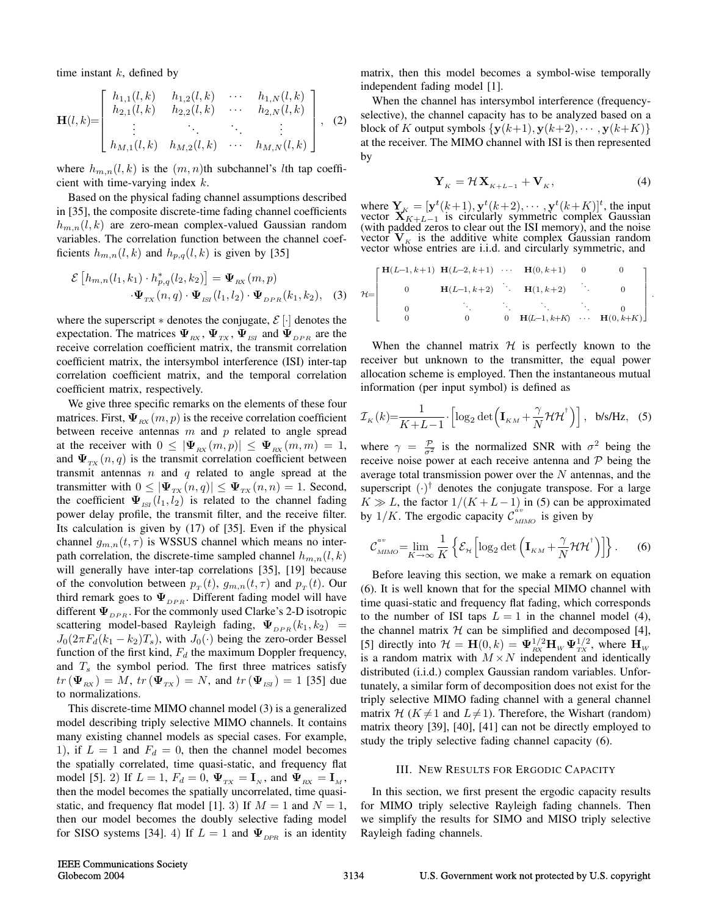time instant $k$, defined by

$$\mathbf{H}(l,k)=\begin{bmatrix} h_{1,1}(l,k) & h_{1,2}(l,k) & \cdots & h_{1,N}(l,k) \\ h_{2,1}(l,k) & h_{2,2}(l,k) & \cdots & h_{2,N}(l,k) \\ \vdots & \ddots & \ddots & \vdots \\ h_{M,1}(l,k) & h_{M,2}(l,k) & \cdots & h_{M,N}(l,k) \end{bmatrix}, \quad (2)$$

where $h_{m,n}(l,k)$ is the $(m,n)$th subchannel's $l$th tap coefficient with time-varying index $k$.

Based on the physical fading channel assumptions described in [35], the composite discrete-time fading channel coefficients $h_{m,n}(l,k)$ are zero-mean complex-valued Gaussian random variables. The correlation function between the channel coefficients $h_{m,n}(l,k)$ and $h_{p,q}(l,k)$ is given by [35]

$$\begin{aligned}\mathcal{E}\left[h_{m,n}(l_1,k_1)\cdot h_{p,q}^{*}(l_2,k_2)\right] &= \mathbf{\Psi}_{RX}(m,p) \\ \cdot\mathbf{\Psi}_{TX}(n,q)&\cdot\mathbf{\Psi}_{ISI}(l_1,l_2)\cdot\mathbf{\Psi}_{DPR}(k_1,k_2), \quad (3)\end{aligned}$$

where the superscript $*$ denotes the conjugate, $\mathcal{E}[\cdot]$ denotes the expectation. The matrices $\mathbf{\Psi}_{RX}$, $\mathbf{\Psi}_{TX}$, $\mathbf{\Psi}_{ISI}$ and $\mathbf{\Psi}_{DPR}$ are the receive correlation coefficient matrix, the transmit correlation coefficient matrix, the intersymbol interference (ISI) inter-tap correlation coefficient matrix, and the temporal correlation coefficient matrix, respectively.

We give three specific remarks on the elements of these four matrices. First, $\mathbf{\Psi}_{RX}(m,p)$ is the receive correlation coefficient between receive antennas $m$ and $p$ related to angle spread at the receiver with $0 \le |\mathbf{\Psi}_{RX}(m,p)| \le \mathbf{\Psi}_{RX}(m,m) = 1$, and $\mathbf{\Psi}_{TX}(n,q)$ is the transmit correlation coefficient between transmit antennas $n$ and $q$ related to angle spread at the transmitter with $0 \le |\mathbf{\Psi}_{TX}(n,q)| \le \mathbf{\Psi}_{TX}(n,n) = 1$. Second, the coefficient $\mathbf{\Psi}_{ISI}(l_1,l_2)$ is related to the channel fading power delay profile, the transmit filter, and the receive filter. Its calculation is given by (17) of [35]. Even if the physical channel $g_{m,n}(t,\tau)$ is WSSUS channel which means no inter-path correlation, the discrete-time sampled channel $h_{m,n}(l,k)$ will generally have inter-tap correlations [35], [19] because of the convolution between $p_T(t)$, $g_{m,n}(t,\tau)$ and $p_T(t)$. Our third remark goes to $\mathbf{\Psi}_{DPR}$. Different fading model will have different $\mathbf{\Psi}_{DPR}$. For the commonly used Clarke's 2-D isotropic scattering model-based Rayleigh fading, $\mathbf{\Psi}_{DPR}(k_1,k_2) = J_0(2\pi F_d(k_1-k_2)T_s)$, with $J_0(\cdot)$ being the zero-order Bessel function of the first kind, $F_d$ the maximum Doppler frequency, and $T_s$ the symbol period. The first three matrices satisfy $tr(\mathbf{\Psi}_{RX}) = M$, $tr(\mathbf{\Psi}_{TX}) = N$, and $tr(\mathbf{\Psi}_{ISI}) = 1$ [35] due to normalizations.

This discrete-time MIMO channel model (3) is a generalized model describing triply selective MIMO channels. It contains many existing channel models as special cases. For example, 1), if $L = 1$ and $F_d = 0$, then the channel model becomes the spatially correlated, time quasi-static, and frequency flat model [5]. 2) If $L = 1$, $F_d = 0$, $\mathbf{\Psi}_{TX} = \mathbf{I}_N$, and $\mathbf{\Psi}_{RX} = \mathbf{I}_M$, then the model becomes the spatially uncorrelated, time quasi-static, and frequency flat model [1]. 3) If $M = 1$ and $N = 1$, then our model becomes the doubly selective fading model for SISO systems [34]. 4) If $L = 1$ and $\mathbf{\Psi}_{DPR}$ is an identity matrix, then this model becomes a symbol-wise temporally independent fading model [1].

When the channel has intersymbol interference (frequency-selective), the channel capacity has to be analyzed based on a block of $K$ output symbols $\{\mathbf{y}(k+1), \mathbf{y}(k+2), \cdots, \mathbf{y}(k+K)\}$ at the receiver. The MIMO channel with ISI is then represented by

$$\mathbf{Y}_K = \mathcal{H}\,\mathbf{X}_{K+L-1} + \mathbf{V}_K, \quad (4)$$

where $\mathbf{Y}_K = [\mathbf{y}^t(k+1), \mathbf{y}^t(k+2), \cdots, \mathbf{y}^t(k+K)]^t$, the input vector $\mathbf{X}_{K+L-1}$ is circularly symmetric complex Gaussian (with padded zeros to clear out the ISI memory), and the noise vector $\mathbf{V}_K$ is the additive white complex Gaussian random vector whose entries are i.i.d. and circularly symmetric, and

$$\mathcal{H}=\begin{bmatrix} \mathbf{H}(L\!-\!1,k\!+\!1) & \mathbf{H}(L\!-\!2,k\!+\!1) & \cdots & \mathbf{H}(0,k\!+\!1) & 0 & 0 \\ 0 & \mathbf{H}(L\!-\!1,k\!+\!2) & \ddots & \mathbf{H}(1,k\!+\!2) & \ddots & 0 \\ 0 & \ddots & \ddots & \ddots & \ddots & 0 \\ 0 & 0 & 0 & \mathbf{H}(L\!-\!1,k\!+\!K) & \cdots & \mathbf{H}(0,k\!+\!K) \end{bmatrix}.$$

When the channel matrix $\mathcal{H}$ is perfectly known to the receiver but unknown to the transmitter, the equal power allocation scheme is employed. Then the instantaneous mutual information (per input symbol) is defined as

$$\mathcal{I}_K(k)=\frac{1}{K+L-1}\cdot\left[\log_2\det\left(\mathbf{I}_{KM}+\frac{\gamma}{N}\mathcal{H}\mathcal{H}^{\dagger}\right)\right], \quad \text{b/s/Hz}, \quad (5)$$

where $\gamma = \frac{\mathcal{P}}{\sigma^2}$ is the normalized SNR with $\sigma^2$ being the receive noise power at each receive antenna and $\mathcal{P}$ being the average total transmission power over the $N$ antennas, and the superscript $(\cdot)^{\dagger}$ denotes the conjugate transpose. For a large $K \gg L$, the factor $1/(K+L-1)$ in (5) can be approximated by $1/K$. The ergodic capacity $\mathcal{C}_{MIMO}^{av}$ is given by

$$\mathcal{C}_{MIMO}^{av}=\lim_{K\to\infty}\frac{1}{K}\left\{\mathcal{E}_{\mathcal{H}}\left[\log_2\det\left(\mathbf{I}_{KM}+\frac{\gamma}{N}\mathcal{H}\mathcal{H}^{\dagger}\right)\right]\right\}. \quad (6)$$

Before leaving this section, we make a remark on equation (6). It is well known that for the special MIMO channel with time quasi-static and frequency flat fading, which corresponds to the number of ISI taps $L = 1$ in the channel model (4), the channel matrix $\mathcal{H}$ can be simplified and decomposed [4], [5] directly into $\mathcal{H} = \mathbf{H}(0,k) = \mathbf{\Psi}_{RX}^{1/2}\mathbf{H}_W\mathbf{\Psi}_{TX}^{1/2}$, where $\mathbf{H}_W$ is a random matrix with $M \times N$ independent and identically distributed (i.i.d.) complex Gaussian random variables. Unfortunately, a similar form of decomposition does not exist for the triply selective MIMO fading channel with a general channel matrix $\mathcal{H}$ ($K \neq 1$ and $L \neq 1$). Therefore, the Wishart (random) matrix theory [39], [40], [41] can not be directly employed to study the triply selective fading channel capacity (6).

## III. New Results for Ergodic Capacity

In this section, we first present the ergodic capacity results for MIMO triply selective Rayleigh fading channels. Then we simplify the results for SIMO and MISO triply selective Rayleigh fading channels.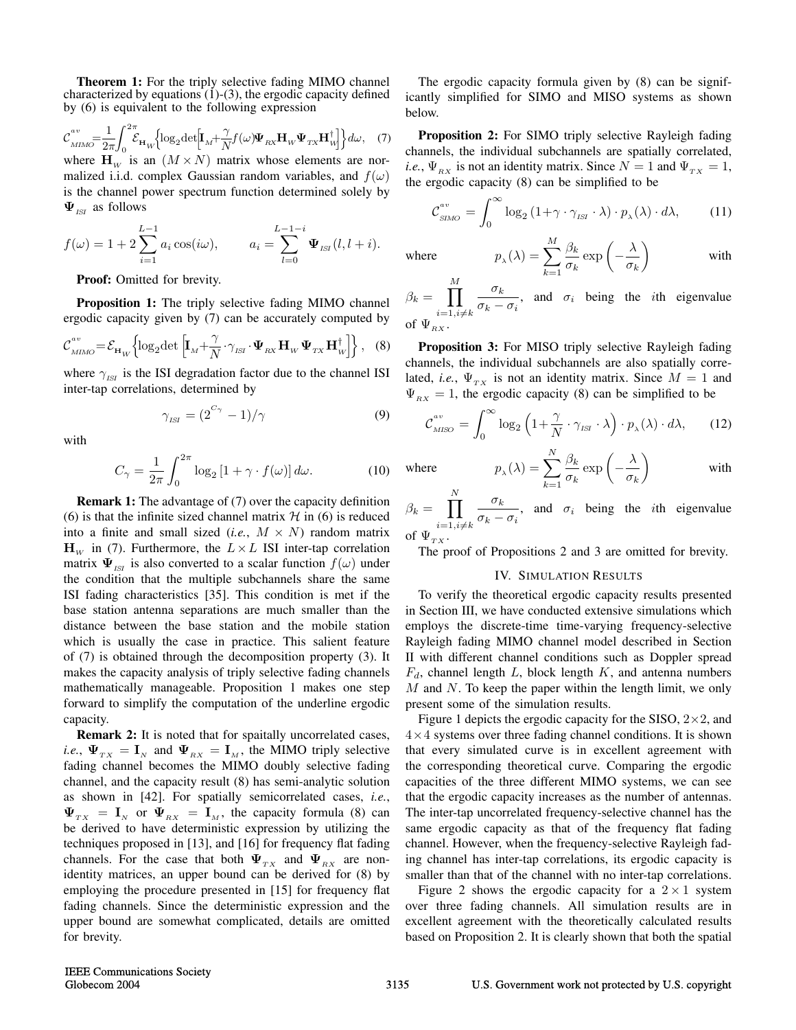**Theorem 1:** For the triply selective fading MIMO channel characterized by equations (1)-(3), the ergodic capacity defined by (6) is equivalent to the following expression

$$\mathcal{C}_{MIMO}^{av}=\frac{1}{2\pi}\int_0^{2\pi}\mathcal{E}_{\mathbf{H}_W}\left\{\log_2\det\left[\mathbf{I}_M+\frac{\gamma}{N}f(\omega)\mathbf{\Psi}_{RX}\mathbf{H}_W\mathbf{\Psi}_{TX}\mathbf{H}_W^\dagger\right]\right\}d\omega, \quad (7)$$

where $\mathbf{H}_W$ is an $(M \times N)$ matrix whose elements are normalized i.i.d. complex Gaussian random variables, and $f(\omega)$ is the channel power spectrum function determined solely by $\mathbf{\Psi}_{ISI}$ as follows

$$f(\omega) = 1 + 2\sum_{i=1}^{L-1} a_i \cos(i\omega), \qquad a_i = \sum_{l=0}^{L-1-i} \mathbf{\Psi}_{ISI}(l, l+i).$$

**Proof:** Omitted for brevity.

**Proposition 1:** The triply selective fading MIMO channel ergodic capacity given by (7) can be accurately computed by

$$\mathcal{C}_{MIMO}^{av}=\mathcal{E}_{\mathbf{H}_W}\left\{\log_2\det\left[\mathbf{I}_M+\frac{\gamma}{N}\cdot\gamma_{ISI}\cdot\mathbf{\Psi}_{RX}\mathbf{H}_W\mathbf{\Psi}_{TX}\mathbf{H}_W^\dagger\right]\right\}, \quad (8)$$

where $\gamma_{ISI}$ is the ISI degradation factor due to the channel ISI inter-tap correlations, determined by

$$\gamma_{ISI} = (2^{C_\gamma} - 1)/\gamma \quad (9)$$

with

$$C_\gamma = \frac{1}{2\pi}\int_0^{2\pi} \log_2\left[1 + \gamma \cdot f(\omega)\right] d\omega. \quad (10)$$

**Remark 1:** The advantage of (7) over the capacity definition (6) is that the infinite sized channel matrix $\mathcal{H}$ in (6) is reduced into a finite and small sized (*i.e.*, $M \times N$) random matrix $\mathbf{H}_W$ in (7). Furthermore, the $L \times L$ ISI inter-tap correlation matrix $\mathbf{\Psi}_{ISI}$ is also converted to a scalar function $f(\omega)$ under the condition that the multiple subchannels share the same ISI fading characteristics [35]. This condition is met if the base station antenna separations are much smaller than the distance between the base station and the mobile station which is usually the case in practice. This salient feature of (7) is obtained through the decomposition property (3). It makes the capacity analysis of triply selective fading channels mathematically manageable. Proposition 1 makes one step forward to simplify the computation of the underline ergodic capacity.

**Remark 2:** It is noted that for spaitally uncorrelated cases, *i.e.*, $\mathbf{\Psi}_{TX} = \mathbf{I}_N$ and $\mathbf{\Psi}_{RX} = \mathbf{I}_M$, the MIMO triply selective fading channel becomes the MIMO doubly selective fading channel, and the capacity result (8) has semi-analytic solution as shown in [42]. For spatially semicorrelated cases, *i.e.*, $\mathbf{\Psi}_{TX} = \mathbf{I}_N$ or $\mathbf{\Psi}_{RX} = \mathbf{I}_M$, the capacity formula (8) can be derived to have deterministic expression by utilizing the techniques proposed in [13], and [16] for frequency flat fading channels. For the case that both $\mathbf{\Psi}_{TX}$ and $\mathbf{\Psi}_{RX}$ are non-identity matrices, an upper bound can be derived for (8) by employing the procedure presented in [15] for frequency flat fading channels. Since the deterministic expression and the upper bound are somewhat complicated, details are omitted for brevity.

The ergodic capacity formula given by (8) can be significantly simplified for SIMO and MISO systems as shown below.

**Proposition 2:** For SIMO triply selective Rayleigh fading channels, the individual subchannels are spatially correlated, *i.e.*, $\Psi_{RX}$ is not an identity matrix. Since $N = 1$ and $\Psi_{TX} = 1$, the ergodic capacity (8) can be simplified to be

$$\mathcal{C}_{SIMO}^{av} = \int_0^\infty \log_2\left(1+\gamma \cdot \gamma_{ISI} \cdot \lambda\right) \cdot p_\lambda(\lambda) \cdot d\lambda, \quad (11)$$

where $p_\lambda(\lambda) = \sum_{k=1}^{M} \frac{\beta_k}{\sigma_k} \exp\left(-\frac{\lambda}{\sigma_k}\right)$ with $\beta_k = \prod_{i=1, i\neq k}^{M} \frac{\sigma_k}{\sigma_k - \sigma_i}$, and $\sigma_i$ being the $i$th eigenvalue of $\Psi_{RX}$.

**Proposition 3:** For MISO triply selective Rayleigh fading channels, the individual subchannels are also spatially correlated, *i.e.*, $\Psi_{TX}$ is not an identity matrix. Since $M = 1$ and $\Psi_{RX} = 1$, the ergodic capacity (8) can be simplified to be

$$\mathcal{C}_{MISO}^{av} = \int_0^\infty \log_2\left(1+\frac{\gamma}{N} \cdot \gamma_{ISI} \cdot \lambda\right) \cdot p_\lambda(\lambda) \cdot d\lambda, \quad (12)$$

where $p_\lambda(\lambda) = \sum_{k=1}^{N} \frac{\beta_k}{\sigma_k} \exp\left(-\frac{\lambda}{\sigma_k}\right)$ with $\beta_k = \prod_{i=1, i\neq k}^{N} \frac{\sigma_k}{\sigma_k - \sigma_i}$, and $\sigma_i$ being the $i$th eigenvalue of $\Psi_{TX}$.

The proof of Propositions 2 and 3 are omitted for brevity.

## IV. Simulation Results

To verify the theoretical ergodic capacity results presented in Section III, we have conducted extensive simulations which employs the discrete-time time-varying frequency-selective Rayleigh fading MIMO channel model described in Section II with different channel conditions such as Doppler spread $F_d$, channel length $L$, block length $K$, and antenna numbers $M$ and $N$. To keep the paper within the length limit, we only present some of the simulation results.

Figure 1 depicts the ergodic capacity for the SISO, $2\times2$, and $4\times4$ systems over three fading channel conditions. It is shown that every simulated curve is in excellent agreement with the corresponding theoretical curve. Comparing the ergodic capacities of the three different MIMO systems, we can see that the ergodic capacity increases as the number of antennas. The inter-tap uncorrelated frequency-selective channel has the same ergodic capacity as that of the frequency flat fading channel. However, when the frequency-selective Rayleigh fading channel has inter-tap correlations, its ergodic capacity is smaller than that of the channel with no inter-tap correlations.

Figure 2 shows the ergodic capacity for a $2 \times 1$ system over three fading channels. All simulation results are in excellent agreement with the theoretically calculated results based on Proposition 2. It is clearly shown that both the spatial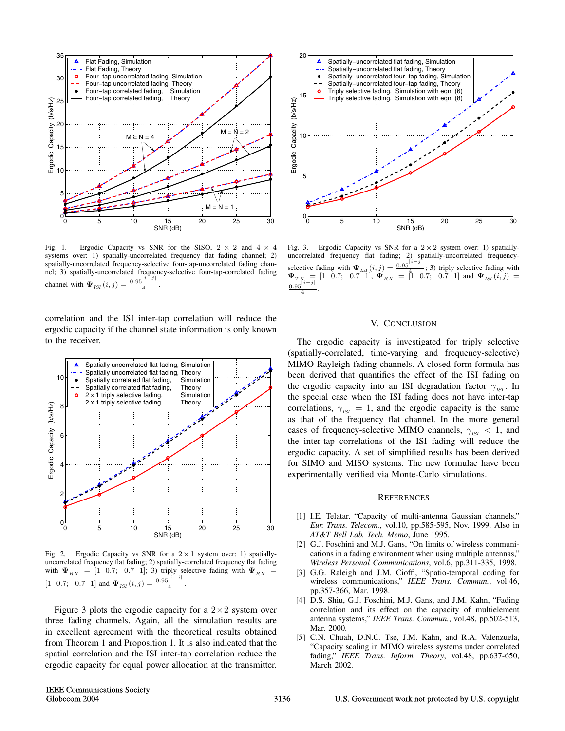Fig. 1. Ergodic Capacity vs SNR for the SISO, 2 × 2 and 4 × 4 systems over: 1) spatially-uncorrelated frequency flat fading channel; 2) spatially-uncorrelated frequency-selective four-tap-uncorrelated fading channel; 3) spatially-uncorrelated frequency-selective four-tap-correlated fading channel with $\Psi_{ISI}(i,j) = \frac{0.95^{|i-j|}}{4}$.

correlation and the ISI inter-tap correlation will reduce the ergodic capacity if the channel state information is only known to the receiver.

Fig. 2. Ergodic Capacity vs SNR for a $2 \times 1$ system over: 1) spatially-uncorrelated frequency flat fading; 2) spatially-correlated frequency flat fading with $\Psi_{RX} = [1 \;\; 0.7; \;\; 0.7 \;\; 1]$; 3) triply selective fading with $\Psi_{RX} = [1 \;\; 0.7; \;\; 0.7 \;\; 1]$ and $\Psi_{ISI}(i,j) = \frac{0.95^{|i-j|}}{4}$.

Figure 3 plots the ergodic capacity for a $2 \times 2$ system over three fading channels. Again, all the simulation results are in excellent agreement with the theoretical results obtained from Theorem 1 and Proposition 1. It is also indicated that the spatial correlation and the ISI inter-tap correlation reduce the ergodic capacity for equal power allocation at the transmitter.

Fig. 3. Ergodic Capacity vs SNR for a $2 \times 2$ system over: 1) spatially-uncorrelated frequency flat fading; 2) spatially-uncorrelated frequency-selective fading with $\Psi_{ISI}(i,j) = \frac{0.95^{|i-j|}}{4}$; 3) triply selective fading with $\Psi_{TX} = [1 \;\; 0.7; \;\; 0.7 \;\; 1]$, $\Psi_{RX} = [1 \;\; 0.7; \;\; 0.7 \;\; 1]$ and $\Psi_{ISI}(i,j) = \frac{0.95^{|i-j|}}{4}$.

## V. Conclusion

The ergodic capacity is investigated for triply selective (spatially-correlated, time-varying and frequency-selective) MIMO Rayleigh fading channels. A closed form formula has been derived that quantifies the effect of the ISI fading on the ergodic capacity into an ISI degradation factor $\gamma_{ISI}$. In the special case when the ISI fading does not have inter-tap correlations, $\gamma_{ISI} = 1$, and the ergodic capacity is the same as that of the frequency flat channel. In the more general cases of frequency-selective MIMO channels, $\gamma_{ISI} < 1$, and the inter-tap correlations of the ISI fading will reduce the ergodic capacity. A set of simplified results has been derived for SIMO and MISO systems. The new formulae have been experimentally verified via Monte-Carlo simulations.

## References

[1] I.E. Telatar, "Capacity of multi-antenna Gaussian channels," *Eur. Trans. Telecom.*, vol.10, pp.585-595, Nov. 1999. Also in *AT&T Bell Lab. Tech. Memo*, June 1995.

[2] G.J. Foschini and M.J. Gans, "On limits of wireless communications in a fading environment when using multiple antennas," *Wireless Personal Communications*, vol.6, pp.311-335, 1998.

[3] G.G. Raleigh and J.M. Cioffi, "Spatio-temporal coding for wireless communications," *IEEE Trans. Commun.*, vol.46, pp.357-366, Mar. 1998.

[4] D.S. Shiu, G.J. Foschini, M.J. Gans, and J.M. Kahn, "Fading correlation and its effect on the capacity of multielement antenna systems," *IEEE Trans. Commun.*, vol.48, pp.502-513, Mar. 2000.

[5] C.N. Chuah, D.N.C. Tse, J.M. Kahn, and R.A. Valenzuela, "Capacity scaling in MIMO wireless systems under correlated fading," *IEEE Trans. Inform. Theory*, vol.48, pp.637-650, March 2002.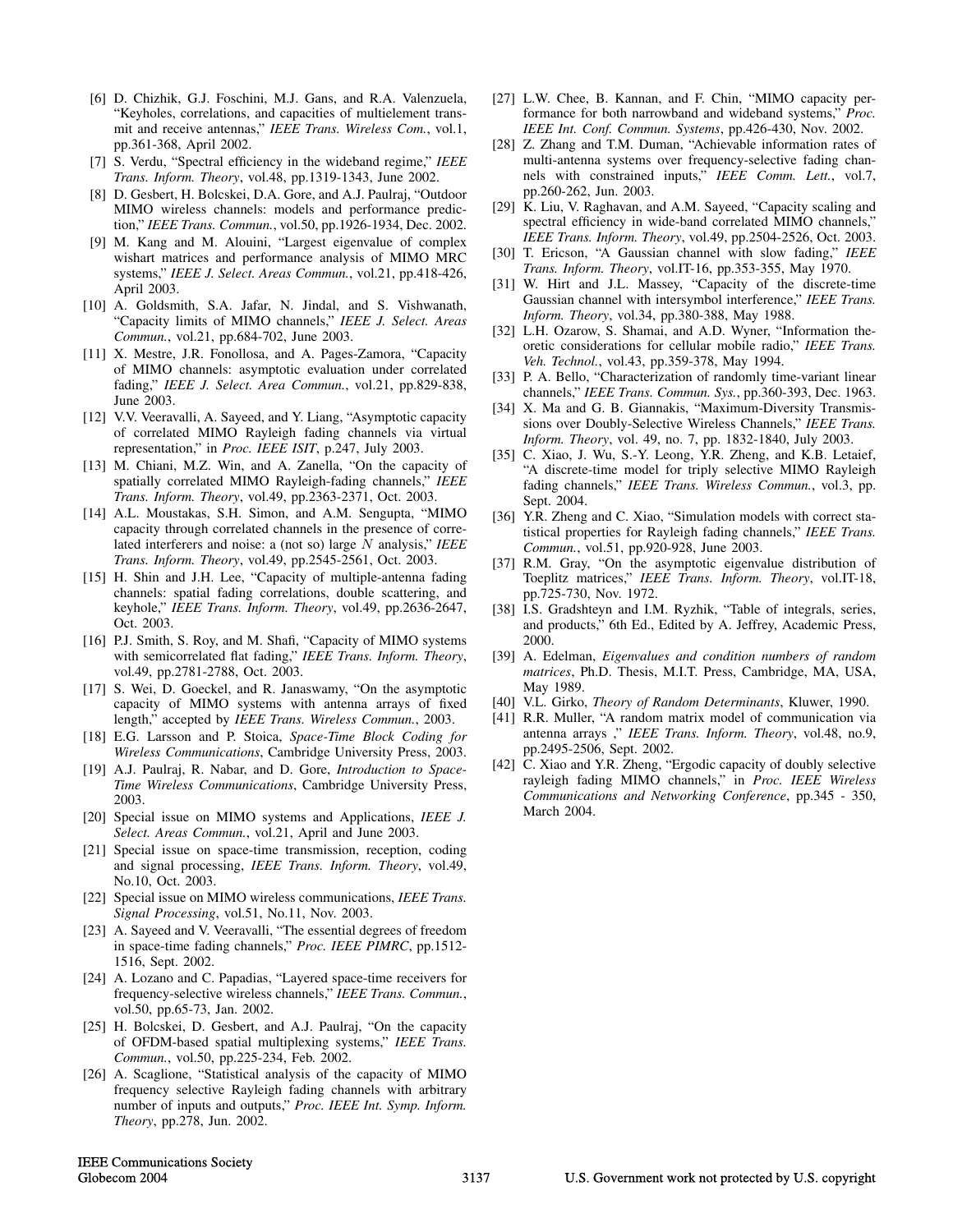[6] D. Chizhik, G.J. Foschini, M.J. Gans, and R.A. Valenzuela, "Keyholes, correlations, and capacities of multielement transmit and receive antennas," *IEEE Trans. Wireless Com.*, vol.1, pp.361-368, April 2002.

[7] S. Verdu, "Spectral efficiency in the wideband regime," *IEEE Trans. Inform. Theory*, vol.48, pp.1319-1343, June 2002.

[8] D. Gesbert, H. Bolcskei, D.A. Gore, and A.J. Paulraj, "Outdoor MIMO wireless channels: models and performance prediction," *IEEE Trans. Commun.*, vol.50, pp.1926-1934, Dec. 2002.

[9] M. Kang and M. Alouini, "Largest eigenvalue of complex wishart matrices and performance analysis of MIMO MRC systems," *IEEE J. Select. Areas Commun.*, vol.21, pp.418-426, April 2003.

[10] A. Goldsmith, S.A. Jafar, N. Jindal, and S. Vishwanath, "Capacity limits of MIMO channels," *IEEE J. Select. Areas Commun.*, vol.21, pp.684-702, June 2003.

[11] X. Mestre, J.R. Fonollosa, and A. Pages-Zamora, "Capacity of MIMO channels: asymptotic evaluation under correlated fading," *IEEE J. Select. Area Commun.*, vol.21, pp.829-838, June 2003.

[12] V.V. Veeravalli, A. Sayeed, and Y. Liang, "Asymptotic capacity of correlated MIMO Rayleigh fading channels via virtual representation," in *Proc. IEEE ISIT*, p.247, July 2003.

[13] M. Chiani, M.Z. Win, and A. Zanella, "On the capacity of spatially correlated MIMO Rayleigh-fading channels," *IEEE Trans. Inform. Theory*, vol.49, pp.2363-2371, Oct. 2003.

[14] A.L. Moustakas, S.H. Simon, and A.M. Sengupta, "MIMO capacity through correlated channels in the presence of correlated interferers and noise: a (not so) large $N$ analysis," *IEEE Trans. Inform. Theory*, vol.49, pp.2545-2561, Oct. 2003.

[15] H. Shin and J.H. Lee, "Capacity of multiple-antenna fading channels: spatial fading correlations, double scattering, and keyhole," *IEEE Trans. Inform. Theory*, vol.49, pp.2636-2647, Oct. 2003.

[16] P.J. Smith, S. Roy, and M. Shafi, "Capacity of MIMO systems with semicorrelated flat fading," *IEEE Trans. Inform. Theory*, vol.49, pp.2781-2788, Oct. 2003.

[17] S. Wei, D. Goeckel, and R. Janaswamy, "On the asymptotic capacity of MIMO systems with antenna arrays of fixed length," accepted by *IEEE Trans. Wireless Commun.*, 2003.

[18] E.G. Larsson and P. Stoica, *Space-Time Block Coding for Wireless Communications*, Cambridge University Press, 2003.

[19] A.J. Paulraj, R. Nabar, and D. Gore, *Introduction to Space-Time Wireless Communications*, Cambridge University Press, 2003.

[20] Special issue on MIMO systems and Applications, *IEEE J. Select. Areas Commun.*, vol.21, April and June 2003.

[21] Special issue on space-time transmission, reception, coding and signal processing, *IEEE Trans. Inform. Theory*, vol.49, No.10, Oct. 2003.

[22] Special issue on MIMO wireless communications, *IEEE Trans. Signal Processing*, vol.51, No.11, Nov. 2003.

[23] A. Sayeed and V. Veeravalli, "The essential degrees of freedom in space-time fading channels," *Proc. IEEE PIMRC*, pp.1512-1516, Sept. 2002.

[24] A. Lozano and C. Papadias, "Layered space-time receivers for frequency-selective wireless channels," *IEEE Trans. Commun.*, vol.50, pp.65-73, Jan. 2002.

[25] H. Bolcskei, D. Gesbert, and A.J. Paulraj, "On the capacity of OFDM-based spatial multiplexing systems," *IEEE Trans. Commun.*, vol.50, pp.225-234, Feb. 2002.

[26] A. Scaglione, "Statistical analysis of the capacity of MIMO frequency selective Rayleigh fading channels with arbitrary number of inputs and outputs," *Proc. IEEE Int. Symp. Inform. Theory*, pp.278, Jun. 2002.

[27] L.W. Chee, B. Kannan, and F. Chin, "MIMO capacity performance for both narrowband and wideband systems," *Proc. IEEE Int. Conf. Commun. Systems*, pp.426-430, Nov. 2002.

[28] Z. Zhang and T.M. Duman, "Achievable information rates of multi-antenna systems over frequency-selective fading channels with constrained inputs," *IEEE Comm. Lett.*, vol.7, pp.260-262, Jun. 2003.

[29] K. Liu, V. Raghavan, and A.M. Sayeed, "Capacity scaling and spectral efficiency in wide-band correlated MIMO channels," *IEEE Trans. Inform. Theory*, vol.49, pp.2504-2526, Oct. 2003.

[30] T. Ericson, "A Gaussian channel with slow fading," *IEEE Trans. Inform. Theory*, vol.IT-16, pp.353-355, May 1970.

[31] W. Hirt and J.L. Massey, "Capacity of the discrete-time Gaussian channel with intersymbol interference," *IEEE Trans. Inform. Theory*, vol.34, pp.380-388, May 1988.

[32] L.H. Ozarow, S. Shamai, and A.D. Wyner, "Information theoretic considerations for cellular mobile radio," *IEEE Trans. Veh. Technol.*, vol.43, pp.359-378, May 1994.

[33] P. A. Bello, "Characterization of randomly time-variant linear channels," *IEEE Trans. Commun. Sys.*, pp.360-393, Dec. 1963.

[34] X. Ma and G. B. Giannakis, "Maximum-Diversity Transmissions over Doubly-Selective Wireless Channels," *IEEE Trans. Inform. Theory*, vol. 49, no. 7, pp. 1832-1840, July 2003.

[35] C. Xiao, J. Wu, S.-Y. Leong, Y.R. Zheng, and K.B. Letaief, "A discrete-time model for triply selective MIMO Rayleigh fading channels," *IEEE Trans. Wireless Commun.*, vol.3, pp. Sept. 2004.

[36] Y.R. Zheng and C. Xiao, "Simulation models with correct statistical properties for Rayleigh fading channels," *IEEE Trans. Commun.*, vol.51, pp.920-928, June 2003.

[37] R.M. Gray, "On the asymptotic eigenvalue distribution of Toeplitz matrices," *IEEE Trans. Inform. Theory*, vol.IT-18, pp.725-730, Nov. 1972.

[38] I.S. Gradshteyn and I.M. Ryzhik, "Table of integrals, series, and products," 6th Ed., Edited by A. Jeffrey, Academic Press, 2000.

[39] A. Edelman, *Eigenvalues and condition numbers of random matrices*, Ph.D. Thesis, M.I.T. Press, Cambridge, MA, USA, May 1989.

[40] V.L. Girko, *Theory of Random Determinants*, Kluwer, 1990.

[41] R.R. Muller, "A random matrix model of communication via antenna arrays ," *IEEE Trans. Inform. Theory*, vol.48, no.9, pp.2495-2506, Sept. 2002.

[42] C. Xiao and Y.R. Zheng, "Ergodic capacity of doubly selective rayleigh fading MIMO channels," in *Proc. IEEE Wireless Communications and Networking Conference*, pp.345 - 350, March 2004.